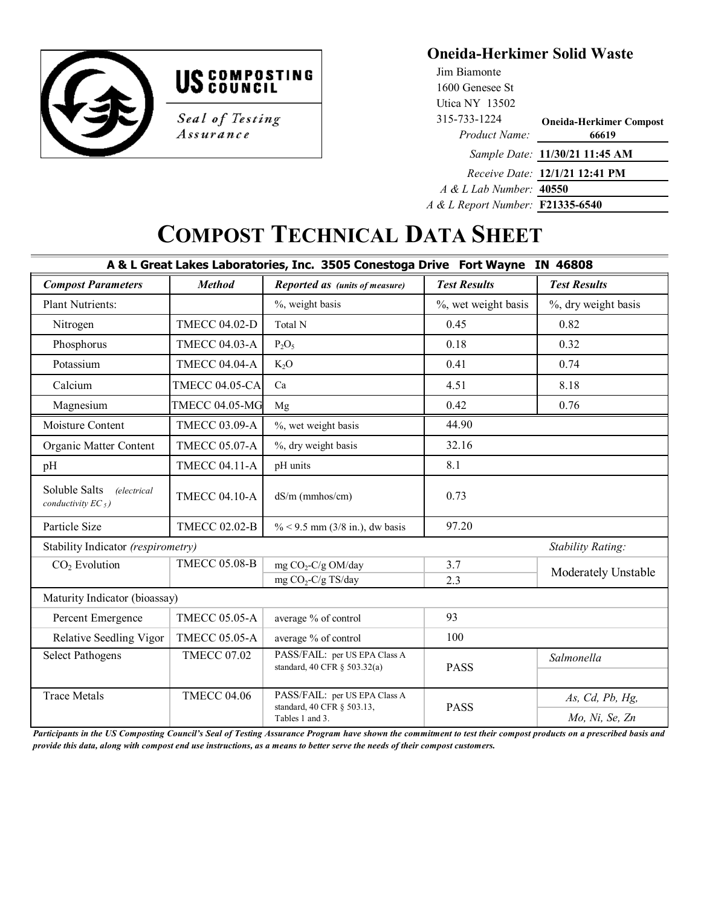US COMPOSTING COUNCIL

*Seal of Testing Assurance*

**Oneida-Herkimer Solid Waste**

Jim Biamonte
1600 Genesee St
Utica NY 13502
315-733-1224

*Product Name:* **Oneida-Herkimer Compost 66619**

*Sample Date:* **11/30/21 11:45 AM**

*Receive Date:* **12/1/21 12:41 PM**

*A & L Lab Number:* **40550**

*A & L Report Number:* **F21335-6540**

# COMPOST TECHNICAL DATA SHEET

**A & L Great Lakes Laboratories, Inc. 3505 Conestoga Drive Fort Wayne IN 46808**

| *Compost Parameters* | *Method* | *Reported as (units of measure)* | *Test Results* | *Test Results* |
|---|---|---|---|---|
| Plant Nutrients: | | %, weight basis | %, wet weight basis | %, dry weight basis |
| Nitrogen | TMECC 04.02-D | Total N | 0.45 | 0.82 |
| Phosphorus | TMECC 04.03-A | $P_2O_5$ | 0.18 | 0.32 |
| Potassium | TMECC 04.04-A | $K_2O$ | 0.41 | 0.74 |
| Calcium | TMECC 04.05-CA | Ca | 4.51 | 8.18 |
| Magnesium | TMECC 04.05-MG | Mg | 0.42 | 0.76 |
| Moisture Content | TMECC 03.09-A | %, wet weight basis | 44.90 | |
| Organic Matter Content | TMECC 05.07-A | %, dry weight basis | 32.16 | |
| pH | TMECC 04.11-A | pH units | 8.1 | |
| Soluble Salts *(electrical conductivity $EC_5$)* | TMECC 04.10-A | dS/m (mmhos/cm) | 0.73 | |
| Particle Size | TMECC 02.02-B | % < 9.5 mm (3/8 in.), dw basis | 97.20 | |
| Stability Indicator *(respirometry)* | | | | *Stability Rating:* |
| $CO_2$ Evolution | TMECC 05.08-B | mg $CO_2$-C/g OM/day | 3.7 | Moderately Unstable |
| | | mg $CO_2$-C/g TS/day | 2.3 | |
| Maturity Indicator (bioassay) | | | | |
| Percent Emergence | TMECC 05.05-A | average % of control | 93 | |
| Relative Seedling Vigor | TMECC 05.05-A | average % of control | 100 | |
| Select Pathogens | TMECC 07.02 | PASS/FAIL: per US EPA Class A standard, 40 CFR § 503.32(a) | PASS | *Salmonella* |
| Trace Metals | TMECC 04.06 | PASS/FAIL: per US EPA Class A standard, 40 CFR § 503.13, Tables 1 and 3. | PASS | *As, Cd, Pb, Hg, Mo, Ni, Se, Zn* |

***Participants in the US Composting Council's Seal of Testing Assurance Program have shown the commitment to test their compost products on a prescribed basis and provide this data, along with compost end use instructions, as a means to better serve the needs of their compost customers.***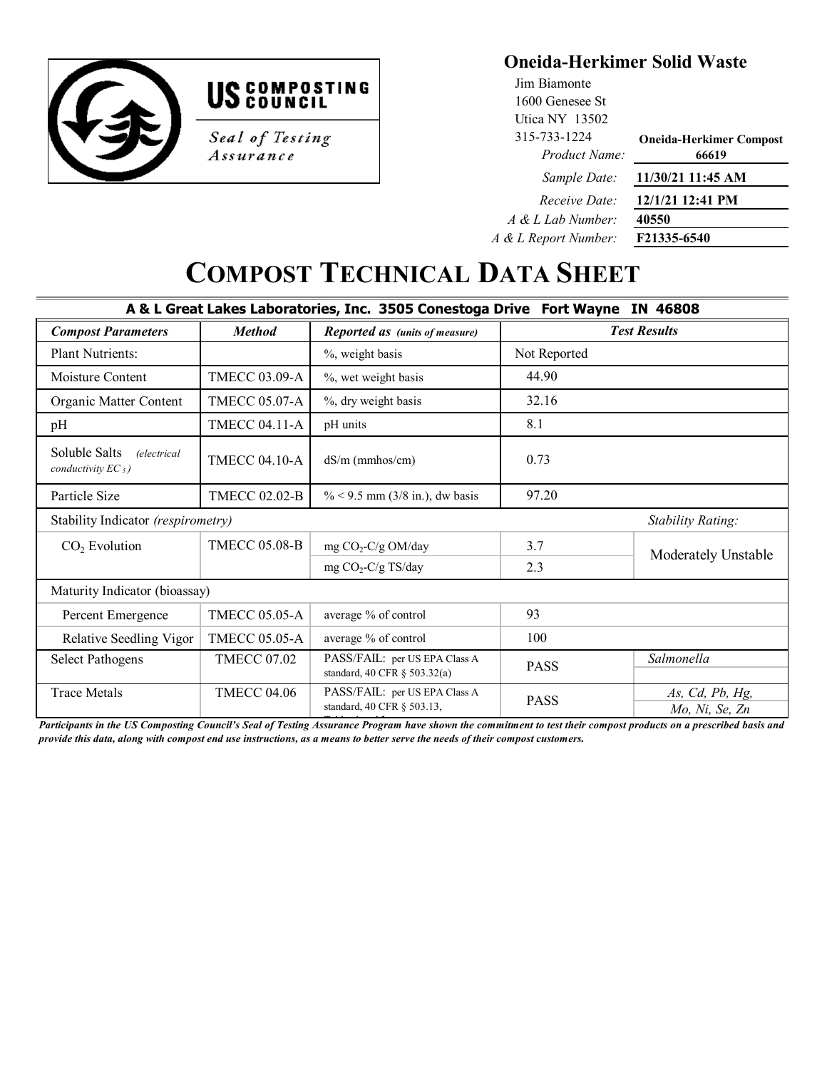US COMPOSTING COUNCIL

*Seal of Testing Assurance*

**Oneida-Herkimer Solid Waste**

Jim Biamonte
1600 Genesee St
Utica NY 13502
315-733-1224

| | |
|---|---|
| *Product Name:* | **Oneida-Herkimer Compost 66619** |
| *Sample Date:* | **11/30/21 11:45 AM** |
| *Receive Date:* | **12/1/21 12:41 PM** |
| *A & L Lab Number:* | **40550** |
| *A & L Report Number:* | **F21335-6540** |

# COMPOST TECHNICAL DATA SHEET

**A & L Great Lakes Laboratories, Inc. 3505 Conestoga Drive Fort Wayne IN 46808**

| *Compost Parameters* | *Method* | *Reported as (units of measure)* | *Test Results* | |
|---|---|---|---|---|
| Plant Nutrients: | | %, weight basis | Not Reported | |
| Moisture Content | TMECC 03.09-A | %, wet weight basis | 44.90 | |
| Organic Matter Content | TMECC 05.07-A | %, dry weight basis | 32.16 | |
| pH | TMECC 04.11-A | pH units | 8.1 | |
| Soluble Salts *(electrical conductivity $EC_5$)* | TMECC 04.10-A | dS/m (mmhos/cm) | 0.73 | |
| Particle Size | TMECC 02.02-B | % < 9.5 mm (3/8 in.), dw basis | 97.20 | |
| Stability Indicator *(respirometry)* | | | | *Stability Rating:* |
| $CO_2$ Evolution | TMECC 05.08-B | mg $CO_2$-C/g OM/day | 3.7 | Moderately Unstable |
| | | mg $CO_2$-C/g TS/day | 2.3 | |
| Maturity Indicator (bioassay) | | | | |
| Percent Emergence | TMECC 05.05-A | average % of control | 93 | |
| Relative Seedling Vigor | TMECC 05.05-A | average % of control | 100 | |
| Select Pathogens | TMECC 07.02 | PASS/FAIL: per US EPA Class A standard, 40 CFR § 503.32(a) | PASS | *Salmonella* |
| Trace Metals | TMECC 04.06 | PASS/FAIL: per US EPA Class A standard, 40 CFR § 503.13, | PASS | *As, Cd, Pb, Hg, Mo, Ni, Se, Zn* |

***Participants in the US Composting Council's Seal of Testing Assurance Program have shown the commitment to test their compost products on a prescribed basis and provide this data, along with compost end use instructions, as a means to better serve the needs of their compost customers.***